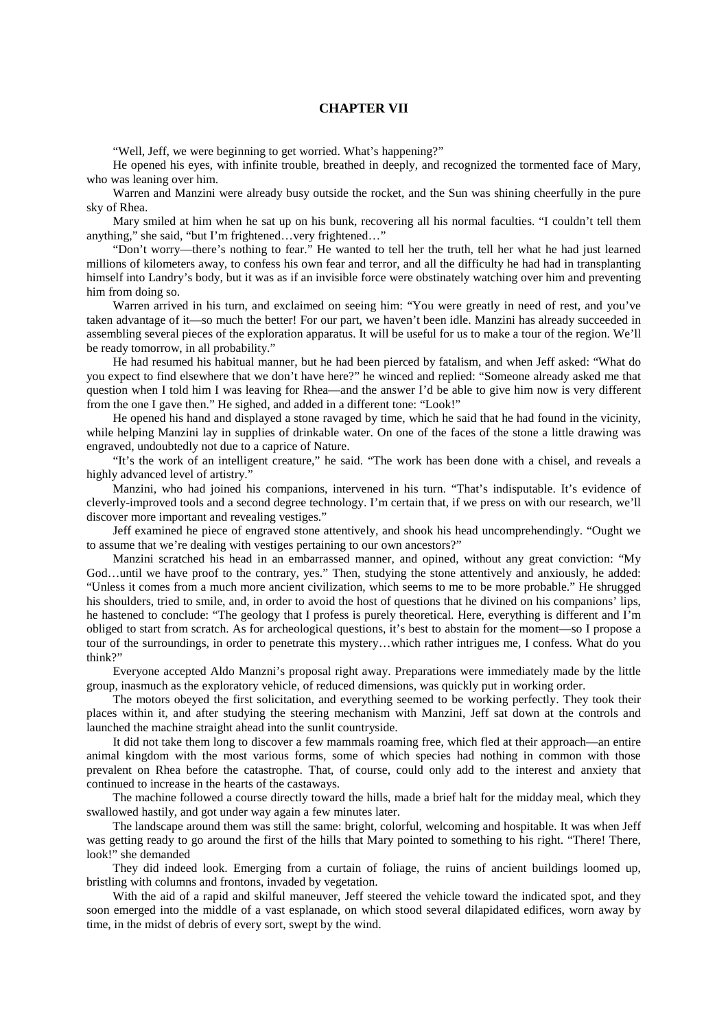# CHAPTER VII

"Well, Jeff, we were beginning to get worried. What's happening?"

He opened his eyes, with infinite trouble, breathed in deeply, and recognized the tormented face of Mary, who was leaning over him.

Warren and Manzini were already busy outside the rocket, and the Sun was shining cheerfully in the pure sky of Rhea.

Mary smiled at him when he sat up on his bunk, recovering all his normal faculties. "I couldn't tell them anything," she said, "but I'm frightened…very frightened…"

"Don't worry—there's nothing to fear." He wanted to tell her the truth, tell her what he had just learned millions of kilometers away, to confess his own fear and terror, and all the difficulty he had had in transplanting himself into Landry's body, but it was as if an invisible force were obstinately watching over him and preventing him from doing so.

Warren arrived in his turn, and exclaimed on seeing him: "You were greatly in need of rest, and you've taken advantage of it—so much the better! For our part, we haven't been idle. Manzini has already succeeded in assembling several pieces of the exploration apparatus. It will be useful for us to make a tour of the region. We'll be ready tomorrow, in all probability."

He had resumed his habitual manner, but he had been pierced by fatalism, and when Jeff asked: "What do you expect to find elsewhere that we don't have here?" he winced and replied: "Someone already asked me that question when I told him I was leaving for Rhea—and the answer I'd be able to give him now is very different from the one I gave then." He sighed, and added in a different tone: "Look!"

He opened his hand and displayed a stone ravaged by time, which he said that he had found in the vicinity, while helping Manzini lay in supplies of drinkable water. On one of the faces of the stone a little drawing was engraved, undoubtedly not due to a caprice of Nature.

"It's the work of an intelligent creature," he said. "The work has been done with a chisel, and reveals a highly advanced level of artistry."

Manzini, who had joined his companions, intervened in his turn. "That's indisputable. It's evidence of cleverly-improved tools and a second degree technology. I'm certain that, if we press on with our research, we'll discover more important and revealing vestiges."

Jeff examined he piece of engraved stone attentively, and shook his head uncomprehendingly. "Ought we to assume that we're dealing with vestiges pertaining to our own ancestors?"

Manzini scratched his head in an embarrassed manner, and opined, without any great conviction: "My God…until we have proof to the contrary, yes." Then, studying the stone attentively and anxiously, he added: "Unless it comes from a much more ancient civilization, which seems to me to be more probable." He shrugged his shoulders, tried to smile, and, in order to avoid the host of questions that he divined on his companions' lips, he hastened to conclude: "The geology that I profess is purely theoretical. Here, everything is different and I'm obliged to start from scratch. As for archeological questions, it's best to abstain for the moment—so I propose a tour of the surroundings, in order to penetrate this mystery…which rather intrigues me, I confess. What do you think?"

Everyone accepted Aldo Manzni's proposal right away. Preparations were immediately made by the little group, inasmuch as the exploratory vehicle, of reduced dimensions, was quickly put in working order.

The motors obeyed the first solicitation, and everything seemed to be working perfectly. They took their places within it, and after studying the steering mechanism with Manzini, Jeff sat down at the controls and launched the machine straight ahead into the sunlit countryside.

It did not take them long to discover a few mammals roaming free, which fled at their approach—an entire animal kingdom with the most various forms, some of which species had nothing in common with those prevalent on Rhea before the catastrophe. That, of course, could only add to the interest and anxiety that continued to increase in the hearts of the castaways.

The machine followed a course directly toward the hills, made a brief halt for the midday meal, which they swallowed hastily, and got under way again a few minutes later.

The landscape around them was still the same: bright, colorful, welcoming and hospitable. It was when Jeff was getting ready to go around the first of the hills that Mary pointed to something to his right. "There! There, look!" she demanded

They did indeed look. Emerging from a curtain of foliage, the ruins of ancient buildings loomed up, bristling with columns and frontons, invaded by vegetation.

With the aid of a rapid and skilful maneuver, Jeff steered the vehicle toward the indicated spot, and they soon emerged into the middle of a vast esplanade, on which stood several dilapidated edifices, worn away by time, in the midst of debris of every sort, swept by the wind.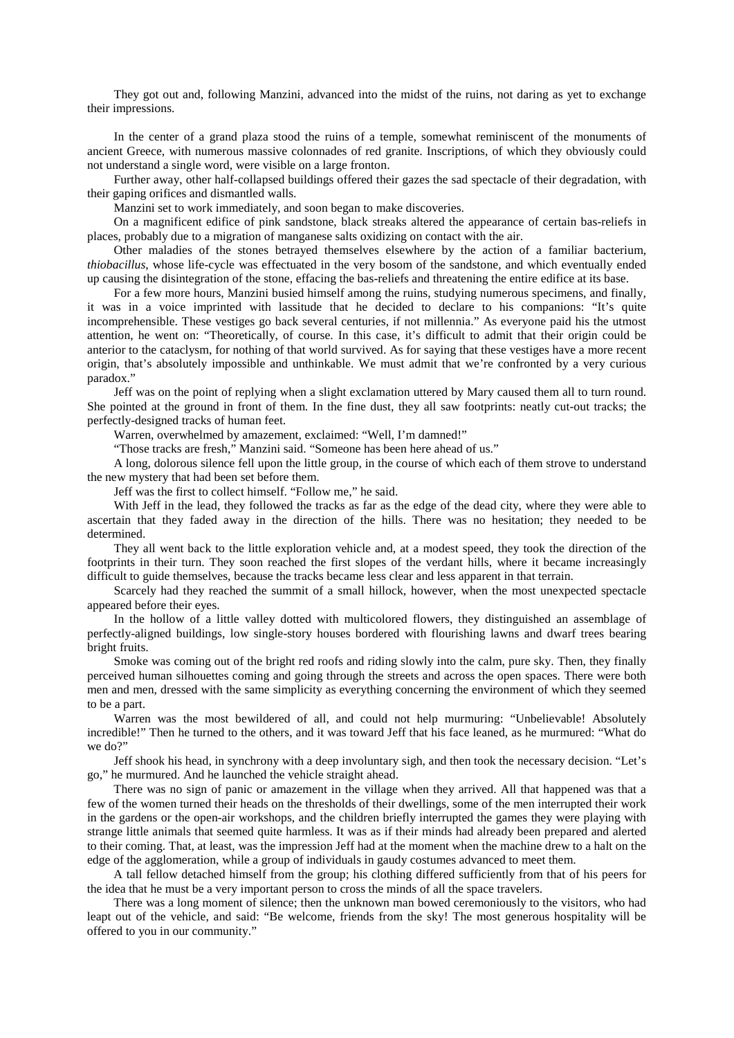They got out and, following Manzini, advanced into the midst of the ruins, not daring as yet to exchange their impressions.

In the center of a grand plaza stood the ruins of a temple, somewhat reminiscent of the monuments of ancient Greece, with numerous massive colonnades of red granite. Inscriptions, of which they obviously could not understand a single word, were visible on a large fronton.

Further away, other half-collapsed buildings offered their gazes the sad spectacle of their degradation, with their gaping orifices and dismantled walls.

Manzini set to work immediately, and soon began to make discoveries.

On a magnificent edifice of pink sandstone, black streaks altered the appearance of certain bas-reliefs in places, probably due to a migration of manganese salts oxidizing on contact with the air.

Other maladies of the stones betrayed themselves elsewhere by the action of a familiar bacterium, *thiobacillus*, whose life-cycle was effectuated in the very bosom of the sandstone, and which eventually ended up causing the disintegration of the stone, effacing the bas-reliefs and threatening the entire edifice at its base.

For a few more hours, Manzini busied himself among the ruins, studying numerous specimens, and finally, it was in a voice imprinted with lassitude that he decided to declare to his companions: "It's quite incomprehensible. These vestiges go back several centuries, if not millennia." As everyone paid his the utmost attention, he went on: "Theoretically, of course. In this case, it's difficult to admit that their origin could be anterior to the cataclysm, for nothing of that world survived. As for saying that these vestiges have a more recent origin, that's absolutely impossible and unthinkable. We must admit that we're confronted by a very curious paradox."

Jeff was on the point of replying when a slight exclamation uttered by Mary caused them all to turn round. She pointed at the ground in front of them. In the fine dust, they all saw footprints: neatly cut-out tracks; the perfectly-designed tracks of human feet.

Warren, overwhelmed by amazement, exclaimed: "Well, I'm damned!"

"Those tracks are fresh," Manzini said. "Someone has been here ahead of us."

A long, dolorous silence fell upon the little group, in the course of which each of them strove to understand the new mystery that had been set before them.

Jeff was the first to collect himself. "Follow me," he said.

With Jeff in the lead, they followed the tracks as far as the edge of the dead city, where they were able to ascertain that they faded away in the direction of the hills. There was no hesitation; they needed to be determined.

They all went back to the little exploration vehicle and, at a modest speed, they took the direction of the footprints in their turn. They soon reached the first slopes of the verdant hills, where it became increasingly difficult to guide themselves, because the tracks became less clear and less apparent in that terrain.

Scarcely had they reached the summit of a small hillock, however, when the most unexpected spectacle appeared before their eyes.

In the hollow of a little valley dotted with multicolored flowers, they distinguished an assemblage of perfectly-aligned buildings, low single-story houses bordered with flourishing lawns and dwarf trees bearing bright fruits.

Smoke was coming out of the bright red roofs and riding slowly into the calm, pure sky. Then, they finally perceived human silhouettes coming and going through the streets and across the open spaces. There were both men and men, dressed with the same simplicity as everything concerning the environment of which they seemed to be a part.

Warren was the most bewildered of all, and could not help murmuring: "Unbelievable! Absolutely incredible!" Then he turned to the others, and it was toward Jeff that his face leaned, as he murmured: "What do we do?"

Jeff shook his head, in synchrony with a deep involuntary sigh, and then took the necessary decision. "Let's go," he murmured. And he launched the vehicle straight ahead.

There was no sign of panic or amazement in the village when they arrived. All that happened was that a few of the women turned their heads on the thresholds of their dwellings, some of the men interrupted their work in the gardens or the open-air workshops, and the children briefly interrupted the games they were playing with strange little animals that seemed quite harmless. It was as if their minds had already been prepared and alerted to their coming. That, at least, was the impression Jeff had at the moment when the machine drew to a halt on the edge of the agglomeration, while a group of individuals in gaudy costumes advanced to meet them.

A tall fellow detached himself from the group; his clothing differed sufficiently from that of his peers for the idea that he must be a very important person to cross the minds of all the space travelers.

There was a long moment of silence; then the unknown man bowed ceremoniously to the visitors, who had leapt out of the vehicle, and said: "Be welcome, friends from the sky! The most generous hospitality will be offered to you in our community."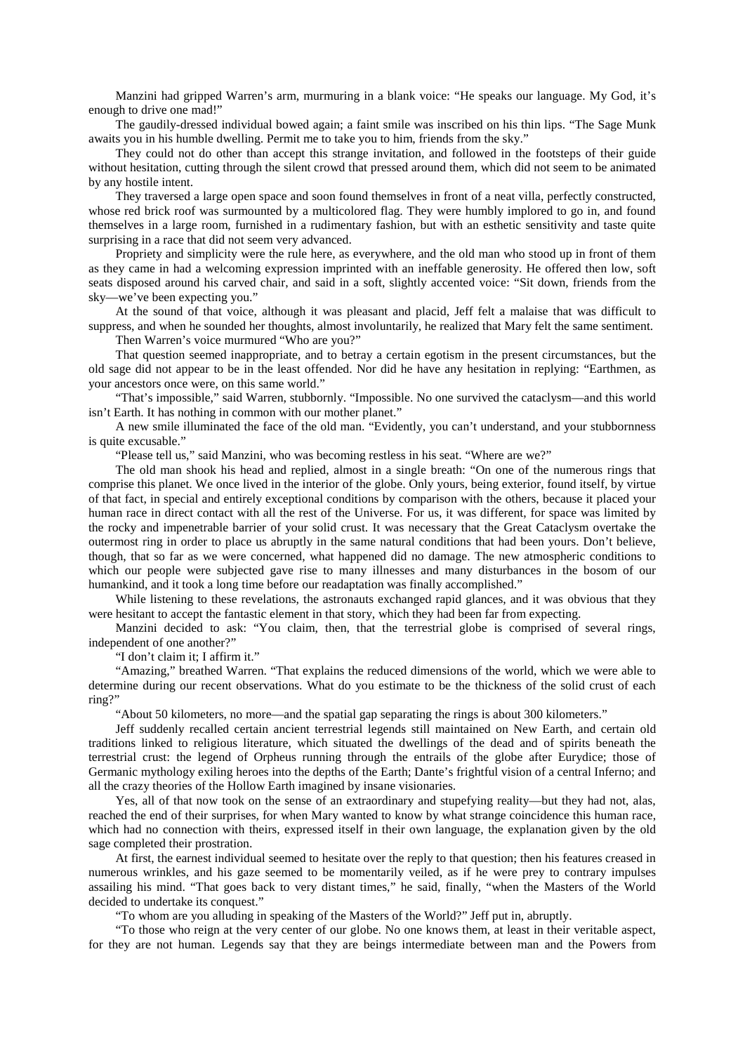Manzini had gripped Warren's arm, murmuring in a blank voice: "He speaks our language. My God, it's enough to drive one mad!"

The gaudily-dressed individual bowed again; a faint smile was inscribed on his thin lips. "The Sage Munk awaits you in his humble dwelling. Permit me to take you to him, friends from the sky."

They could not do other than accept this strange invitation, and followed in the footsteps of their guide without hesitation, cutting through the silent crowd that pressed around them, which did not seem to be animated by any hostile intent.

They traversed a large open space and soon found themselves in front of a neat villa, perfectly constructed, whose red brick roof was surmounted by a multicolored flag. They were humbly implored to go in, and found themselves in a large room, furnished in a rudimentary fashion, but with an esthetic sensitivity and taste quite surprising in a race that did not seem very advanced.

Propriety and simplicity were the rule here, as everywhere, and the old man who stood up in front of them as they came in had a welcoming expression imprinted with an ineffable generosity. He offered then low, soft seats disposed around his carved chair, and said in a soft, slightly accented voice: "Sit down, friends from the sky—we've been expecting you."

At the sound of that voice, although it was pleasant and placid, Jeff felt a malaise that was difficult to suppress, and when he sounded her thoughts, almost involuntarily, he realized that Mary felt the same sentiment.

Then Warren's voice murmured "Who are you?"

That question seemed inappropriate, and to betray a certain egotism in the present circumstances, but the old sage did not appear to be in the least offended. Nor did he have any hesitation in replying: "Earthmen, as your ancestors once were, on this same world."

"That's impossible," said Warren, stubbornly. "Impossible. No one survived the cataclysm—and this world isn't Earth. It has nothing in common with our mother planet."

A new smile illuminated the face of the old man. "Evidently, you can't understand, and your stubbornness is quite excusable."

"Please tell us," said Manzini, who was becoming restless in his seat. "Where are we?"

The old man shook his head and replied, almost in a single breath: "On one of the numerous rings that comprise this planet. We once lived in the interior of the globe. Only yours, being exterior, found itself, by virtue of that fact, in special and entirely exceptional conditions by comparison with the others, because it placed your human race in direct contact with all the rest of the Universe. For us, it was different, for space was limited by the rocky and impenetrable barrier of your solid crust. It was necessary that the Great Cataclysm overtake the outermost ring in order to place us abruptly in the same natural conditions that had been yours. Don't believe, though, that so far as we were concerned, what happened did no damage. The new atmospheric conditions to which our people were subjected gave rise to many illnesses and many disturbances in the bosom of our humankind, and it took a long time before our readaptation was finally accomplished."

While listening to these revelations, the astronauts exchanged rapid glances, and it was obvious that they were hesitant to accept the fantastic element in that story, which they had been far from expecting.

Manzini decided to ask: "You claim, then, that the terrestrial globe is comprised of several rings, independent of one another?"

"I don't claim it; I affirm it."

"Amazing," breathed Warren. "That explains the reduced dimensions of the world, which we were able to determine during our recent observations. What do you estimate to be the thickness of the solid crust of each ring?"

"About 50 kilometers, no more—and the spatial gap separating the rings is about 300 kilometers."

Jeff suddenly recalled certain ancient terrestrial legends still maintained on New Earth, and certain old traditions linked to religious literature, which situated the dwellings of the dead and of spirits beneath the terrestrial crust: the legend of Orpheus running through the entrails of the globe after Eurydice; those of Germanic mythology exiling heroes into the depths of the Earth; Dante's frightful vision of a central Inferno; and all the crazy theories of the Hollow Earth imagined by insane visionaries.

Yes, all of that now took on the sense of an extraordinary and stupefying reality—but they had not, alas, reached the end of their surprises, for when Mary wanted to know by what strange coincidence this human race, which had no connection with theirs, expressed itself in their own language, the explanation given by the old sage completed their prostration.

At first, the earnest individual seemed to hesitate over the reply to that question; then his features creased in numerous wrinkles, and his gaze seemed to be momentarily veiled, as if he were prey to contrary impulses assailing his mind. "That goes back to very distant times," he said, finally, "when the Masters of the World decided to undertake its conquest."

"To whom are you alluding in speaking of the Masters of the World?" Jeff put in, abruptly.

"To those who reign at the very center of our globe. No one knows them, at least in their veritable aspect, for they are not human. Legends say that they are beings intermediate between man and the Powers from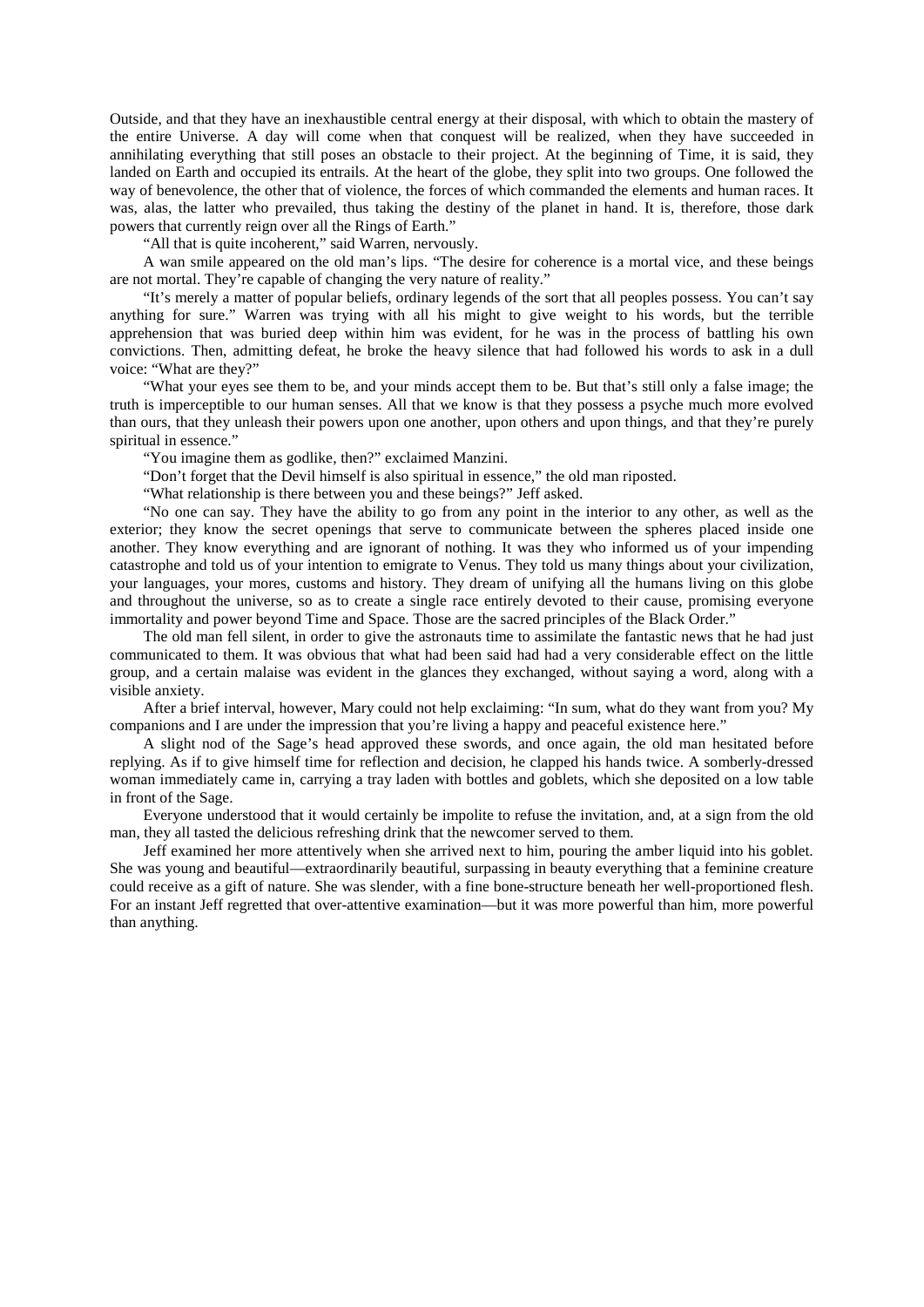Outside, and that they have an inexhaustible central energy at their disposal, with which to obtain the mastery of the entire Universe. A day will come when that conquest will be realized, when they have succeeded in annihilating everything that still poses an obstacle to their project. At the beginning of Time, it is said, they landed on Earth and occupied its entrails. At the heart of the globe, they split into two groups. One followed the way of benevolence, the other that of violence, the forces of which commanded the elements and human races. It was, alas, the latter who prevailed, thus taking the destiny of the planet in hand. It is, therefore, those dark powers that currently reign over all the Rings of Earth."

"All that is quite incoherent," said Warren, nervously.

A wan smile appeared on the old man's lips. "The desire for coherence is a mortal vice, and these beings are not mortal. They're capable of changing the very nature of reality."

"It's merely a matter of popular beliefs, ordinary legends of the sort that all peoples possess. You can't say anything for sure." Warren was trying with all his might to give weight to his words, but the terrible apprehension that was buried deep within him was evident, for he was in the process of battling his own convictions. Then, admitting defeat, he broke the heavy silence that had followed his words to ask in a dull voice: "What are they?"

"What your eyes see them to be, and your minds accept them to be. But that's still only a false image; the truth is imperceptible to our human senses. All that we know is that they possess a psyche much more evolved than ours, that they unleash their powers upon one another, upon others and upon things, and that they're purely spiritual in essence."

"You imagine them as godlike, then?" exclaimed Manzini.

"Don't forget that the Devil himself is also spiritual in essence," the old man riposted.

"What relationship is there between you and these beings?" Jeff asked.

"No one can say. They have the ability to go from any point in the interior to any other, as well as the exterior; they know the secret openings that serve to communicate between the spheres placed inside one another. They know everything and are ignorant of nothing. It was they who informed us of your impending catastrophe and told us of your intention to emigrate to Venus. They told us many things about your civilization, your languages, your mores, customs and history. They dream of unifying all the humans living on this globe and throughout the universe, so as to create a single race entirely devoted to their cause, promising everyone immortality and power beyond Time and Space. Those are the sacred principles of the Black Order."

The old man fell silent, in order to give the astronauts time to assimilate the fantastic news that he had just communicated to them. It was obvious that what had been said had had a very considerable effect on the little group, and a certain malaise was evident in the glances they exchanged, without saying a word, along with a visible anxiety.

After a brief interval, however, Mary could not help exclaiming: "In sum, what do they want from you? My companions and I are under the impression that you're living a happy and peaceful existence here."

A slight nod of the Sage's head approved these swords, and once again, the old man hesitated before replying. As if to give himself time for reflection and decision, he clapped his hands twice. A somberly-dressed woman immediately came in, carrying a tray laden with bottles and goblets, which she deposited on a low table in front of the Sage.

Everyone understood that it would certainly be impolite to refuse the invitation, and, at a sign from the old man, they all tasted the delicious refreshing drink that the newcomer served to them.

Jeff examined her more attentively when she arrived next to him, pouring the amber liquid into his goblet. She was young and beautiful—extraordinarily beautiful, surpassing in beauty everything that a feminine creature could receive as a gift of nature. She was slender, with a fine bone-structure beneath her well-proportioned flesh. For an instant Jeff regretted that over-attentive examination—but it was more powerful than him, more powerful than anything.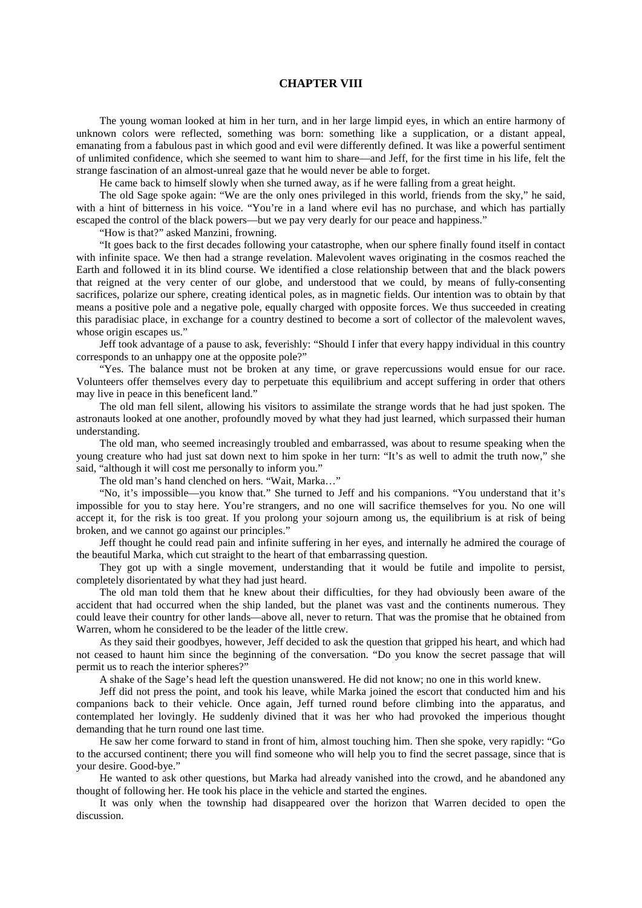# CHAPTER VIII

The young woman looked at him in her turn, and in her large limpid eyes, in which an entire harmony of unknown colors were reflected, something was born: something like a supplication, or a distant appeal, emanating from a fabulous past in which good and evil were differently defined. It was like a powerful sentiment of unlimited confidence, which she seemed to want him to share—and Jeff, for the first time in his life, felt the strange fascination of an almost-unreal gaze that he would never be able to forget.

He came back to himself slowly when she turned away, as if he were falling from a great height.

The old Sage spoke again: "We are the only ones privileged in this world, friends from the sky," he said, with a hint of bitterness in his voice. "You're in a land where evil has no purchase, and which has partially escaped the control of the black powers—but we pay very dearly for our peace and happiness."

"How is that?" asked Manzini, frowning.

"It goes back to the first decades following your catastrophe, when our sphere finally found itself in contact with infinite space. We then had a strange revelation. Malevolent waves originating in the cosmos reached the Earth and followed it in its blind course. We identified a close relationship between that and the black powers that reigned at the very center of our globe, and understood that we could, by means of fully-consenting sacrifices, polarize our sphere, creating identical poles, as in magnetic fields. Our intention was to obtain by that means a positive pole and a negative pole, equally charged with opposite forces. We thus succeeded in creating this paradisiac place, in exchange for a country destined to become a sort of collector of the malevolent waves, whose origin escapes us."

Jeff took advantage of a pause to ask, feverishly: "Should I infer that every happy individual in this country corresponds to an unhappy one at the opposite pole?"

"Yes. The balance must not be broken at any time, or grave repercussions would ensue for our race. Volunteers offer themselves every day to perpetuate this equilibrium and accept suffering in order that others may live in peace in this beneficent land."

The old man fell silent, allowing his visitors to assimilate the strange words that he had just spoken. The astronauts looked at one another, profoundly moved by what they had just learned, which surpassed their human understanding.

The old man, who seemed increasingly troubled and embarrassed, was about to resume speaking when the young creature who had just sat down next to him spoke in her turn: "It's as well to admit the truth now," she said, "although it will cost me personally to inform you."

The old man's hand clenched on hers. "Wait, Marka…"

"No, it's impossible—you know that." She turned to Jeff and his companions. "You understand that it's impossible for you to stay here. You're strangers, and no one will sacrifice themselves for you. No one will accept it, for the risk is too great. If you prolong your sojourn among us, the equilibrium is at risk of being broken, and we cannot go against our principles."

Jeff thought he could read pain and infinite suffering in her eyes, and internally he admired the courage of the beautiful Marka, which cut straight to the heart of that embarrassing question.

They got up with a single movement, understanding that it would be futile and impolite to persist, completely disorientated by what they had just heard.

The old man told them that he knew about their difficulties, for they had obviously been aware of the accident that had occurred when the ship landed, but the planet was vast and the continents numerous. They could leave their country for other lands—above all, never to return. That was the promise that he obtained from Warren, whom he considered to be the leader of the little crew.

As they said their goodbyes, however, Jeff decided to ask the question that gripped his heart, and which had not ceased to haunt him since the beginning of the conversation. "Do you know the secret passage that will permit us to reach the interior spheres?"

A shake of the Sage's head left the question unanswered. He did not know; no one in this world knew.

Jeff did not press the point, and took his leave, while Marka joined the escort that conducted him and his companions back to their vehicle. Once again, Jeff turned round before climbing into the apparatus, and contemplated her lovingly. He suddenly divined that it was her who had provoked the imperious thought demanding that he turn round one last time.

He saw her come forward to stand in front of him, almost touching him. Then she spoke, very rapidly: "Go to the accursed continent; there you will find someone who will help you to find the secret passage, since that is your desire. Good-bye."

He wanted to ask other questions, but Marka had already vanished into the crowd, and he abandoned any thought of following her. He took his place in the vehicle and started the engines.

It was only when the township had disappeared over the horizon that Warren decided to open the discussion.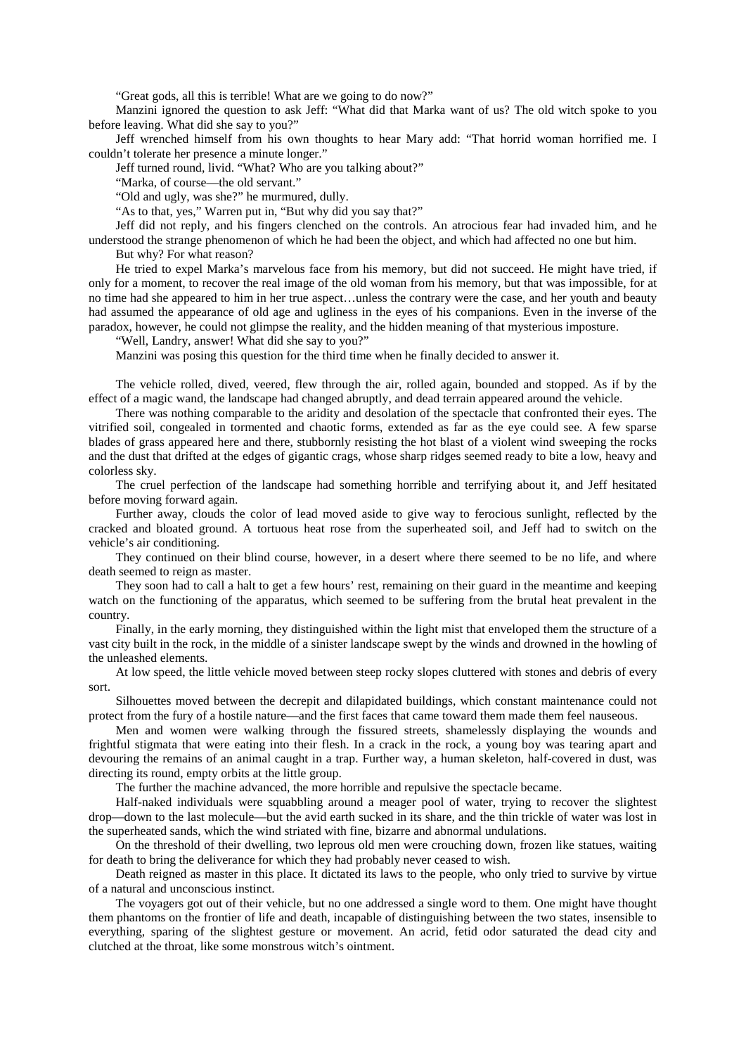"Great gods, all this is terrible! What are we going to do now?"

Manzini ignored the question to ask Jeff: "What did that Marka want of us? The old witch spoke to you before leaving. What did she say to you?"

Jeff wrenched himself from his own thoughts to hear Mary add: "That horrid woman horrified me. I couldn't tolerate her presence a minute longer."

Jeff turned round, livid. "What? Who are you talking about?"

"Marka, of course—the old servant."

"Old and ugly, was she?" he murmured, dully.

"As to that, yes," Warren put in, "But why did you say that?"

Jeff did not reply, and his fingers clenched on the controls. An atrocious fear had invaded him, and he understood the strange phenomenon of which he had been the object, and which had affected no one but him.

But why? For what reason?

He tried to expel Marka's marvelous face from his memory, but did not succeed. He might have tried, if only for a moment, to recover the real image of the old woman from his memory, but that was impossible, for at no time had she appeared to him in her true aspect…unless the contrary were the case, and her youth and beauty had assumed the appearance of old age and ugliness in the eyes of his companions. Even in the inverse of the paradox, however, he could not glimpse the reality, and the hidden meaning of that mysterious imposture.

"Well, Landry, answer! What did she say to you?"

Manzini was posing this question for the third time when he finally decided to answer it.

The vehicle rolled, dived, veered, flew through the air, rolled again, bounded and stopped. As if by the effect of a magic wand, the landscape had changed abruptly, and dead terrain appeared around the vehicle.

There was nothing comparable to the aridity and desolation of the spectacle that confronted their eyes. The vitrified soil, congealed in tormented and chaotic forms, extended as far as the eye could see. A few sparse blades of grass appeared here and there, stubbornly resisting the hot blast of a violent wind sweeping the rocks and the dust that drifted at the edges of gigantic crags, whose sharp ridges seemed ready to bite a low, heavy and colorless sky.

The cruel perfection of the landscape had something horrible and terrifying about it, and Jeff hesitated before moving forward again.

Further away, clouds the color of lead moved aside to give way to ferocious sunlight, reflected by the cracked and bloated ground. A tortuous heat rose from the superheated soil, and Jeff had to switch on the vehicle's air conditioning.

They continued on their blind course, however, in a desert where there seemed to be no life, and where death seemed to reign as master.

They soon had to call a halt to get a few hours' rest, remaining on their guard in the meantime and keeping watch on the functioning of the apparatus, which seemed to be suffering from the brutal heat prevalent in the country.

Finally, in the early morning, they distinguished within the light mist that enveloped them the structure of a vast city built in the rock, in the middle of a sinister landscape swept by the winds and drowned in the howling of the unleashed elements.

At low speed, the little vehicle moved between steep rocky slopes cluttered with stones and debris of every sort.

Silhouettes moved between the decrepit and dilapidated buildings, which constant maintenance could not protect from the fury of a hostile nature—and the first faces that came toward them made them feel nauseous.

Men and women were walking through the fissured streets, shamelessly displaying the wounds and frightful stigmata that were eating into their flesh. In a crack in the rock, a young boy was tearing apart and devouring the remains of an animal caught in a trap. Further way, a human skeleton, half-covered in dust, was directing its round, empty orbits at the little group.

The further the machine advanced, the more horrible and repulsive the spectacle became.

Half-naked individuals were squabbling around a meager pool of water, trying to recover the slightest drop—down to the last molecule—but the avid earth sucked in its share, and the thin trickle of water was lost in the superheated sands, which the wind striated with fine, bizarre and abnormal undulations.

On the threshold of their dwelling, two leprous old men were crouching down, frozen like statues, waiting for death to bring the deliverance for which they had probably never ceased to wish.

Death reigned as master in this place. It dictated its laws to the people, who only tried to survive by virtue of a natural and unconscious instinct.

The voyagers got out of their vehicle, but no one addressed a single word to them. One might have thought them phantoms on the frontier of life and death, incapable of distinguishing between the two states, insensible to everything, sparing of the slightest gesture or movement. An acrid, fetid odor saturated the dead city and clutched at the throat, like some monstrous witch's ointment.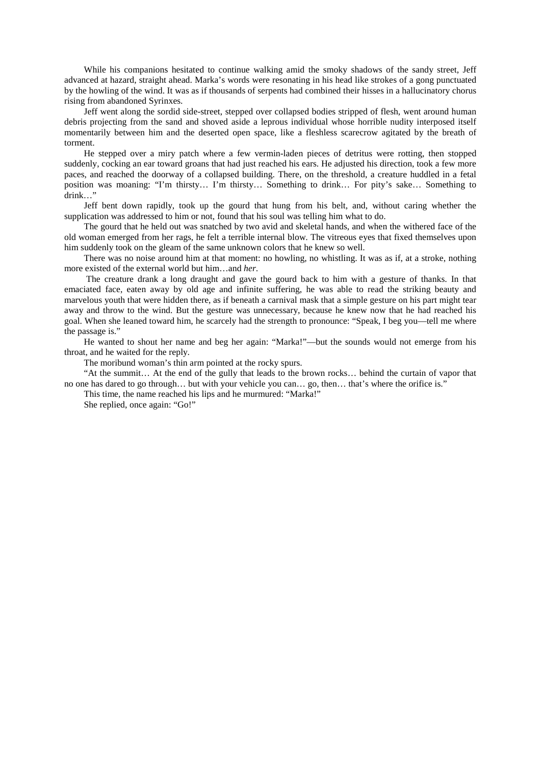While his companions hesitated to continue walking amid the smoky shadows of the sandy street, Jeff advanced at hazard, straight ahead. Marka's words were resonating in his head like strokes of a gong punctuated by the howling of the wind. It was as if thousands of serpents had combined their hisses in a hallucinatory chorus rising from abandoned Syrinxes.

Jeff went along the sordid side-street, stepped over collapsed bodies stripped of flesh, went around human debris projecting from the sand and shoved aside a leprous individual whose horrible nudity interposed itself momentarily between him and the deserted open space, like a fleshless scarecrow agitated by the breath of torment.

He stepped over a miry patch where a few vermin-laden pieces of detritus were rotting, then stopped suddenly, cocking an ear toward groans that had just reached his ears. He adjusted his direction, took a few more paces, and reached the doorway of a collapsed building. There, on the threshold, a creature huddled in a fetal position was moaning: "I'm thirsty… I'm thirsty… Something to drink… For pity's sake… Something to drink…"

Jeff bent down rapidly, took up the gourd that hung from his belt, and, without caring whether the supplication was addressed to him or not, found that his soul was telling him what to do.

The gourd that he held out was snatched by two avid and skeletal hands, and when the withered face of the old woman emerged from her rags, he felt a terrible internal blow. The vitreous eyes that fixed themselves upon him suddenly took on the gleam of the same unknown colors that he knew so well.

There was no noise around him at that moment: no howling, no whistling. It was as if, at a stroke, nothing more existed of the external world but him…and *her*.

The creature drank a long draught and gave the gourd back to him with a gesture of thanks. In that emaciated face, eaten away by old age and infinite suffering, he was able to read the striking beauty and marvelous youth that were hidden there, as if beneath a carnival mask that a simple gesture on his part might tear away and throw to the wind. But the gesture was unnecessary, because he knew now that he had reached his goal. When she leaned toward him, he scarcely had the strength to pronounce: "Speak, I beg you—tell me where the passage is."

He wanted to shout her name and beg her again: "Marka!"—but the sounds would not emerge from his throat, and he waited for the reply.

The moribund woman's thin arm pointed at the rocky spurs.

"At the summit… At the end of the gully that leads to the brown rocks… behind the curtain of vapor that no one has dared to go through… but with your vehicle you can… go, then… that's where the orifice is."

This time, the name reached his lips and he murmured: "Marka!"

She replied, once again: "Go!"